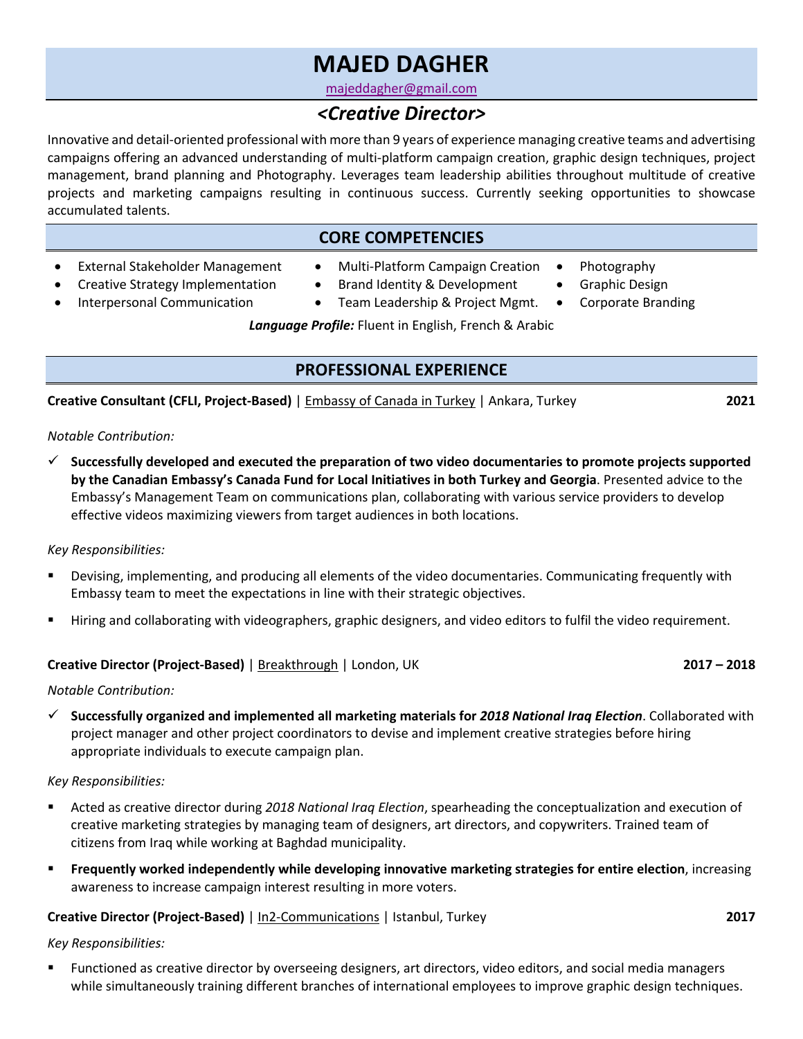# MAJED DAGHER

majeddagher@gmail.com

## <Creative Director>

Innovative and detail-oriented professional with more than 9 years of experience managing creative teams and advertising campaigns offering an advanced understanding of multi-platform campaign creation, graphic design techniques, project management, brand planning and Photography. Leverages team leadership abilities throughout multitude of creative projects and marketing campaigns resulting in continuous success. Currently seeking opportunities to showcase accumulated talents.

## CORE COMPETENCIES

- External Stakeholder Management
- Creative Strategy Implementation
- Interpersonal Communication
- Multi-Platform Campaign Creation
- Brand Identity & Development
- Team Leadership & Project Mgmt.
- Photography
- Graphic Design
- Corporate Branding

***Language Profile:*** Fluent in English, French & Arabic

## PROFESSIONAL EXPERIENCE

**Creative Consultant (CFLI, Project-Based)** | Embassy of Canada in Turkey | Ankara, Turkey **2021**

*Notable Contribution:*

- ✓ **Successfully developed and executed the preparation of two video documentaries to promote projects supported by the Canadian Embassy's Canada Fund for Local Initiatives in both Turkey and Georgia**. Presented advice to the Embassy's Management Team on communications plan, collaborating with various service providers to develop effective videos maximizing viewers from target audiences in both locations.

*Key Responsibilities:*

- Devising, implementing, and producing all elements of the video documentaries. Communicating frequently with Embassy team to meet the expectations in line with their strategic objectives.
- Hiring and collaborating with videographers, graphic designers, and video editors to fulfil the video requirement.

**Creative Director (Project-Based)** | Breakthrough | London, UK **2017 – 2018**

*Notable Contribution:*

- ✓ **Successfully organized and implemented all marketing materials for *2018 National Iraq Election***. Collaborated with project manager and other project coordinators to devise and implement creative strategies before hiring appropriate individuals to execute campaign plan.

*Key Responsibilities:*

- Acted as creative director during *2018 National Iraq Election*, spearheading the conceptualization and execution of creative marketing strategies by managing team of designers, art directors, and copywriters. Trained team of citizens from Iraq while working at Baghdad municipality.
- **Frequently worked independently while developing innovative marketing strategies for entire election**, increasing awareness to increase campaign interest resulting in more voters.

**Creative Director (Project-Based)** | In2-Communications | Istanbul, Turkey **2017**

*Key Responsibilities:*

- Functioned as creative director by overseeing designers, art directors, video editors, and social media managers while simultaneously training different branches of international employees to improve graphic design techniques.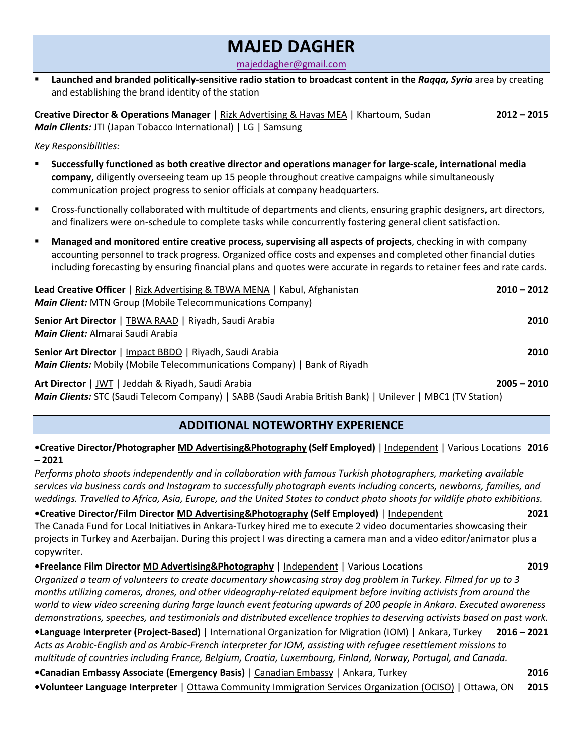# MAJED DAGHER

majeddagher@gmail.com

- **Launched and branded politically-sensitive radio station to broadcast content in the *Raqqa, Syria*** area by creating and establishing the brand identity of the station

**Creative Director & Operations Manager** | Rizk Advertising & Havas MEA | Khartoum, Sudan **2012 – 2015**
***Main Clients:*** JTI (Japan Tobacco International) | LG | Samsung

*Key Responsibilities:*

- **Successfully functioned as both creative director and operations manager for large-scale, international media company,** diligently overseeing team up 15 people throughout creative campaigns while simultaneously communication project progress to senior officials at company headquarters.
- Cross-functionally collaborated with multitude of departments and clients, ensuring graphic designers, art directors, and finalizers were on-schedule to complete tasks while concurrently fostering general client satisfaction.
- **Managed and monitored entire creative process, supervising all aspects of projects**, checking in with company accounting personnel to track progress. Organized office costs and expenses and completed other financial duties including forecasting by ensuring financial plans and quotes were accurate in regards to retainer fees and rate cards.

**Lead Creative Officer** | Rizk Advertising & TBWA MENA | Kabul, Afghanistan **2010 – 2012**
***Main Client:*** MTN Group (Mobile Telecommunications Company)

**Senior Art Director** | TBWA RAAD | Riyadh, Saudi Arabia **2010**
***Main Client:*** Almarai Saudi Arabia

**Senior Art Director** | Impact BBDO | Riyadh, Saudi Arabia **2010**
***Main Clients:*** Mobily (Mobile Telecommunications Company) | Bank of Riyadh

**Art Director** | JWT | Jeddah & Riyadh, Saudi Arabia **2005 – 2010**
***Main Clients:*** STC (Saudi Telecom Company) | SABB (Saudi Arabia British Bank) | Unilever | MBC1 (TV Station)

## ADDITIONAL NOTEWORTHY EXPERIENCE

**•Creative Director/Photographer MD Advertising&Photography (Self Employed)** | Independent | Various Locations **2016 – 2021**
*Performs photo shoots independently and in collaboration with famous Turkish photographers, marketing available services via business cards and Instagram to successfully photograph events including concerts, newborns, families, and weddings. Travelled to Africa, Asia, Europe, and the United States to conduct photo shoots for wildlife photo exhibitions.*

**•Creative Director/Film Director MD Advertising&Photography (Self Employed)** | Independent **2021**
The Canada Fund for Local Initiatives in Ankara-Turkey hired me to execute 2 video documentaries showcasing their projects in Turkey and Azerbaijan. During this project I was directing a camera man and a video editor/animator plus a copywriter.

**•Freelance Film Director MD Advertising&Photography** | Independent | Various Locations **2019**
*Organized a team of volunteers to create documentary showcasing stray dog problem in Turkey. Filmed for up to 3 months utilizing cameras, drones, and other videography-related equipment before inviting activists from around the world to view video screening during large launch event featuring upwards of 200 people in Ankara. Executed awareness demonstrations, speeches, and testimonials and distributed excellence trophies to deserving activists based on past work.*

**•Language Interpreter (Project-Based)** | International Organization for Migration (IOM) | Ankara, Turkey **2016 – 2021**
*Acts as Arabic-English and as Arabic-French interpreter for IOM, assisting with refugee resettlement missions to multitude of countries including France, Belgium, Croatia, Luxembourg, Finland, Norway, Portugal, and Canada.*

**•Canadian Embassy Associate (Emergency Basis)** | Canadian Embassy | Ankara, Turkey **2016**

**•Volunteer Language Interpreter** | Ottawa Community Immigration Services Organization (OCISO) | Ottawa, ON **2015**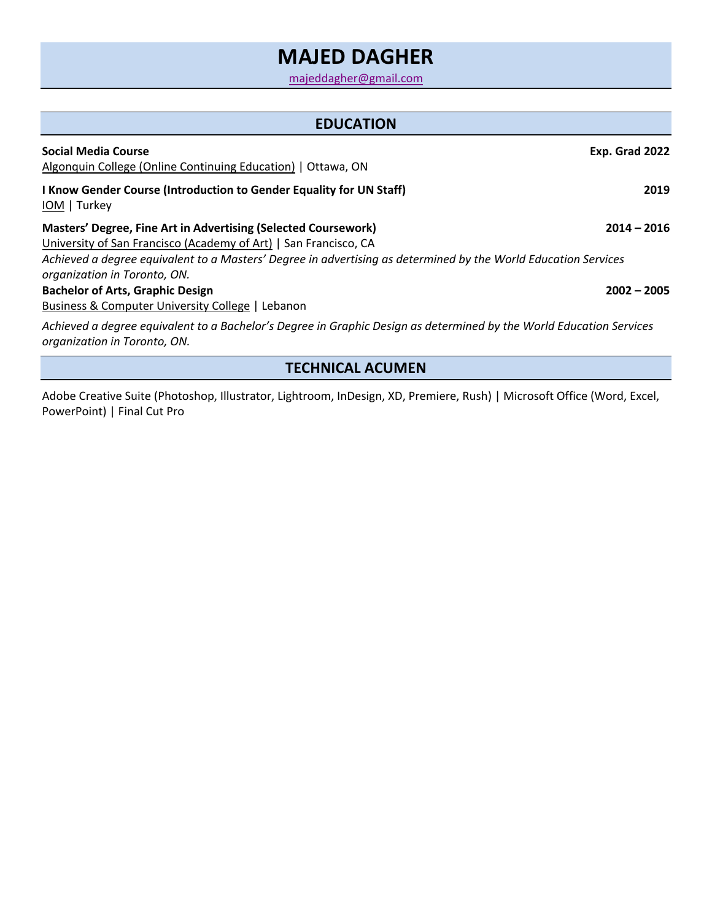# MAJED DAGHER

majeddagher@gmail.com

## EDUCATION

**Social Media Course** **Exp. Grad 2022**
Algonquin College (Online Continuing Education) | Ottawa, ON

**I Know Gender Course (Introduction to Gender Equality for UN Staff)** **2019**
IOM | Turkey

**Masters' Degree, Fine Art in Advertising (Selected Coursework)** **2014 – 2016**
University of San Francisco (Academy of Art) | San Francisco, CA
*Achieved a degree equivalent to a Masters' Degree in advertising as determined by the World Education Services organization in Toronto, ON.*

**Bachelor of Arts, Graphic Design** **2002 – 2005**
Business & Computer University College | Lebanon

*Achieved a degree equivalent to a Bachelor's Degree in Graphic Design as determined by the World Education Services organization in Toronto, ON.*

## TECHNICAL ACUMEN

Adobe Creative Suite (Photoshop, Illustrator, Lightroom, InDesign, XD, Premiere, Rush) | Microsoft Office (Word, Excel, PowerPoint) | Final Cut Pro